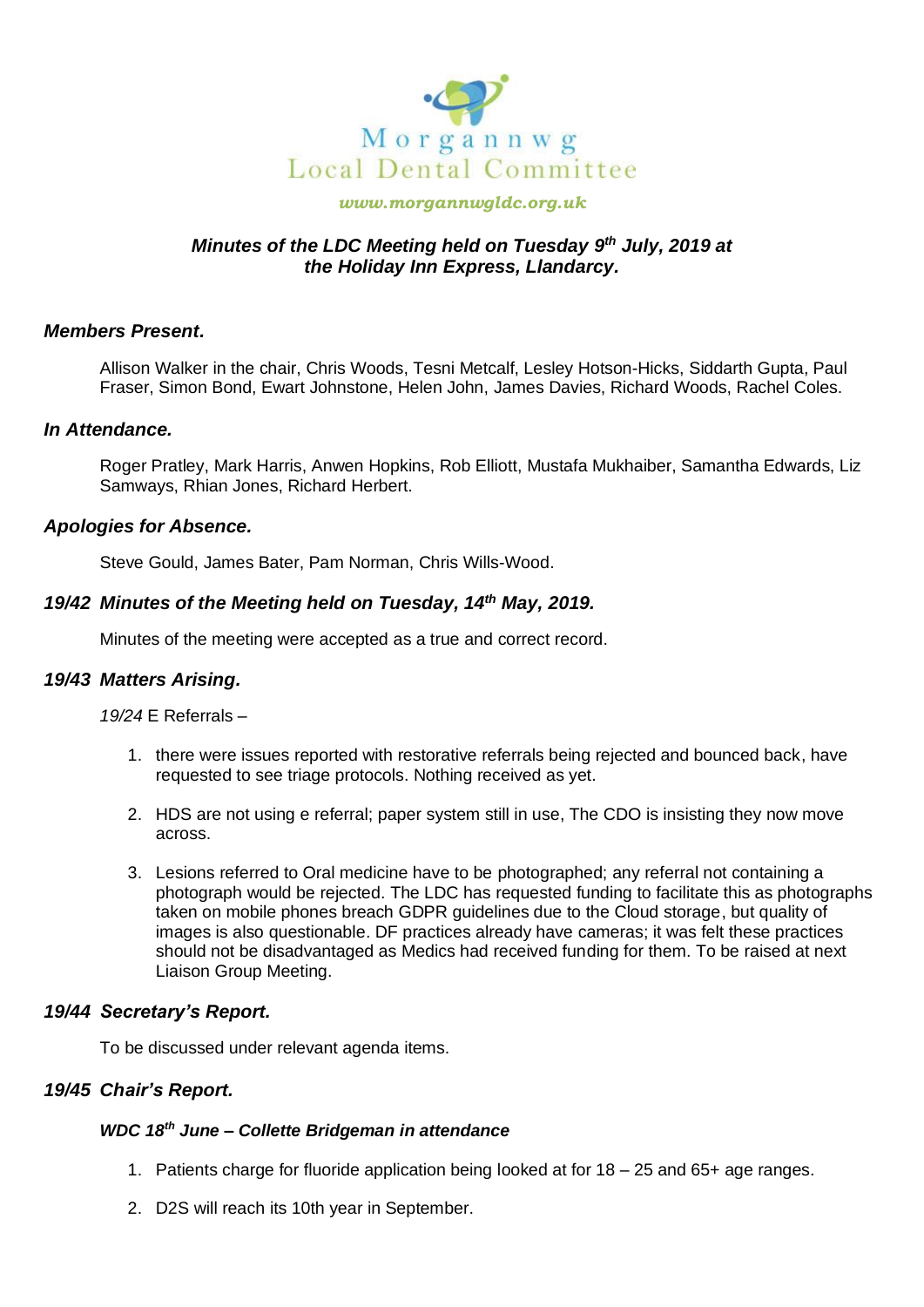Morgannwg
Local Dental Committee

*www.morgannwgldc.org.uk*

# *Minutes of the LDC Meeting held on Tuesday 9th July, 2019 at the Holiday Inn Express, Llandarcy.*

### *Members Present.*

Allison Walker in the chair, Chris Woods, Tesni Metcalf, Lesley Hotson-Hicks, Siddarth Gupta, Paul Fraser, Simon Bond, Ewart Johnstone, Helen John, James Davies, Richard Woods, Rachel Coles.

### *In Attendance.*

Roger Pratley, Mark Harris, Anwen Hopkins, Rob Elliott, Mustafa Mukhaiber, Samantha Edwards, Liz Samways, Rhian Jones, Richard Herbert.

### *Apologies for Absence.*

Steve Gould, James Bater, Pam Norman, Chris Wills-Wood.

### *19/42 Minutes of the Meeting held on Tuesday, 14th May, 2019.*

Minutes of the meeting were accepted as a true and correct record.

### *19/43 Matters Arising.*

*19/24* E Referrals –

1. there were issues reported with restorative referrals being rejected and bounced back, have requested to see triage protocols. Nothing received as yet.
2. HDS are not using e referral; paper system still in use, The CDO is insisting they now move across.
3. Lesions referred to Oral medicine have to be photographed; any referral not containing a photograph would be rejected. The LDC has requested funding to facilitate this as photographs taken on mobile phones breach GDPR guidelines due to the Cloud storage, but quality of images is also questionable. DF practices already have cameras; it was felt these practices should not be disadvantaged as Medics had received funding for them. To be raised at next Liaison Group Meeting.

### *19/44 Secretary's Report.*

To be discussed under relevant agenda items.

### *19/45 Chair's Report.*

#### *WDC 18th June – Collette Bridgeman in attendance*

1. Patients charge for fluoride application being looked at for 18 – 25 and 65+ age ranges.
2. D2S will reach its 10th year in September.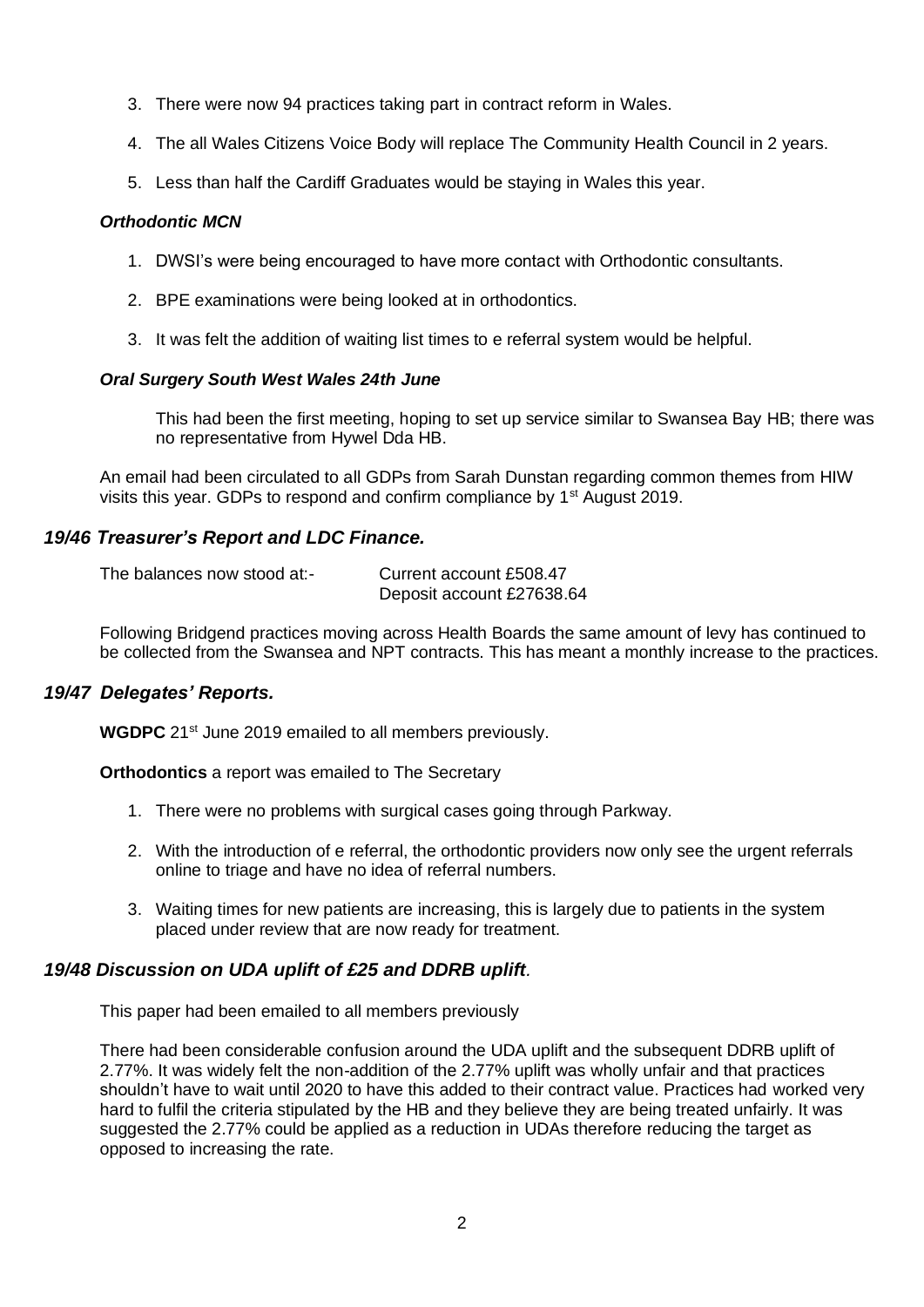3. There were now 94 practices taking part in contract reform in Wales.

4. The all Wales Citizens Voice Body will replace The Community Health Council in 2 years.

5. Less than half the Cardiff Graduates would be staying in Wales this year.

***Orthodontic MCN***

1. DWSI's were being encouraged to have more contact with Orthodontic consultants.

2. BPE examinations were being looked at in orthodontics.

3. It was felt the addition of waiting list times to e referral system would be helpful.

***Oral Surgery South West Wales 24th June***

This had been the first meeting, hoping to set up service similar to Swansea Bay HB; there was no representative from Hywel Dda HB.

An email had been circulated to all GDPs from Sarah Dunstan regarding common themes from HIW visits this year. GDPs to respond and confirm compliance by 1st August 2019.

### *19/46 Treasurer's Report and LDC Finance.*

The balances now stood at:- Current account £508.47
Deposit account £27638.64

Following Bridgend practices moving across Health Boards the same amount of levy has continued to be collected from the Swansea and NPT contracts. This has meant a monthly increase to the practices.

### *19/47 Delegates' Reports.*

**WGDPC** 21st June 2019 emailed to all members previously.

**Orthodontics** a report was emailed to The Secretary

1. There were no problems with surgical cases going through Parkway.

2. With the introduction of e referral, the orthodontic providers now only see the urgent referrals online to triage and have no idea of referral numbers.

3. Waiting times for new patients are increasing, this is largely due to patients in the system placed under review that are now ready for treatment.

### *19/48 Discussion on UDA uplift of £25 and DDRB uplift.*

This paper had been emailed to all members previously

There had been considerable confusion around the UDA uplift and the subsequent DDRB uplift of 2.77%. It was widely felt the non-addition of the 2.77% uplift was wholly unfair and that practices shouldn't have to wait until 2020 to have this added to their contract value. Practices had worked very hard to fulfil the criteria stipulated by the HB and they believe they are being treated unfairly. It was suggested the 2.77% could be applied as a reduction in UDAs therefore reducing the target as opposed to increasing the rate.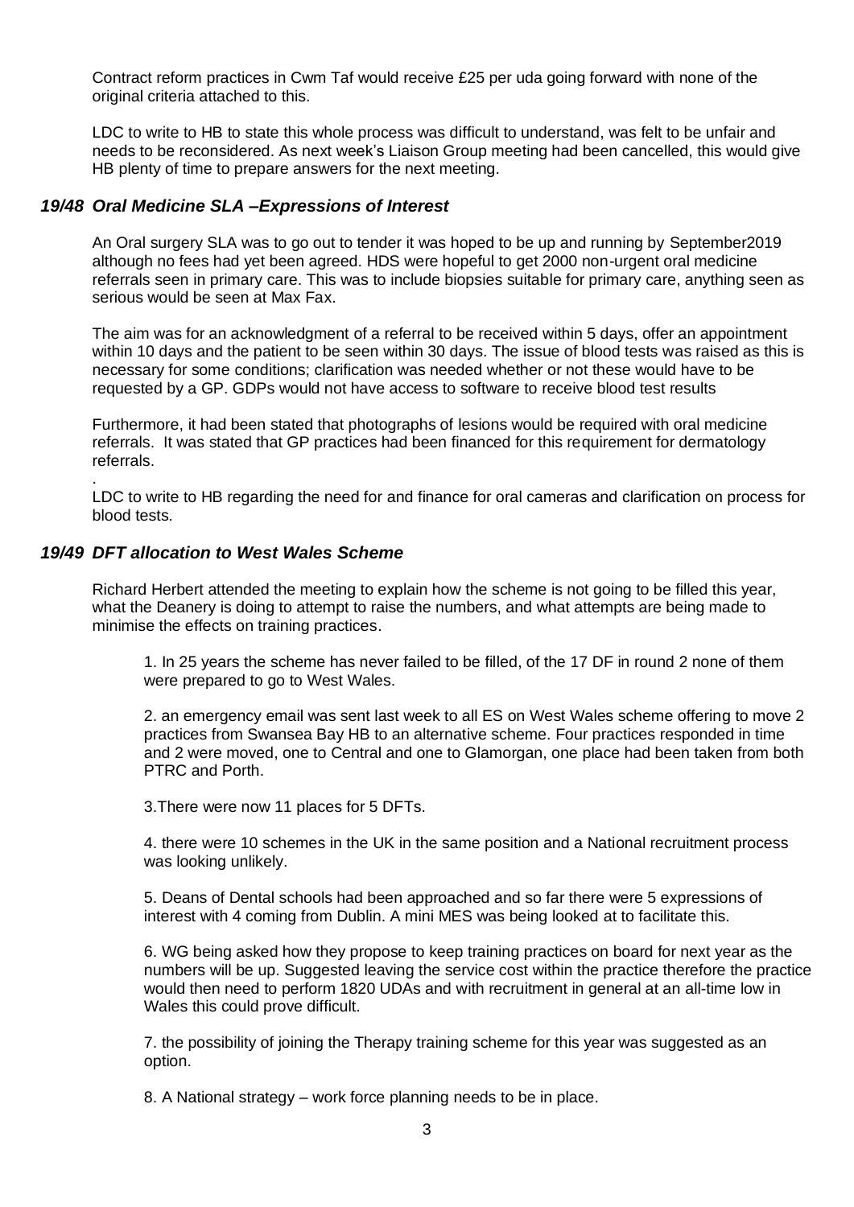Contract reform practices in Cwm Taf would receive £25 per uda going forward with none of the original criteria attached to this.

LDC to write to HB to state this whole process was difficult to understand, was felt to be unfair and needs to be reconsidered. As next week's Liaison Group meeting had been cancelled, this would give HB plenty of time to prepare answers for the next meeting.

### *19/48 Oral Medicine SLA –Expressions of Interest*

An Oral surgery SLA was to go out to tender it was hoped to be up and running by September2019 although no fees had yet been agreed. HDS were hopeful to get 2000 non-urgent oral medicine referrals seen in primary care. This was to include biopsies suitable for primary care, anything seen as serious would be seen at Max Fax.

The aim was for an acknowledgment of a referral to be received within 5 days, offer an appointment within 10 days and the patient to be seen within 30 days. The issue of blood tests was raised as this is necessary for some conditions; clarification was needed whether or not these would have to be requested by a GP. GDPs would not have access to software to receive blood test results

Furthermore, it had been stated that photographs of lesions would be required with oral medicine referrals. It was stated that GP practices had been financed for this requirement for dermatology referrals.

.
LDC to write to HB regarding the need for and finance for oral cameras and clarification on process for blood tests.

### *19/49 DFT allocation to West Wales Scheme*

Richard Herbert attended the meeting to explain how the scheme is not going to be filled this year, what the Deanery is doing to attempt to raise the numbers, and what attempts are being made to minimise the effects on training practices.

1. In 25 years the scheme has never failed to be filled, of the 17 DF in round 2 none of them were prepared to go to West Wales.

2. an emergency email was sent last week to all ES on West Wales scheme offering to move 2 practices from Swansea Bay HB to an alternative scheme. Four practices responded in time and 2 were moved, one to Central and one to Glamorgan, one place had been taken from both PTRC and Porth.

3.There were now 11 places for 5 DFTs.

4. there were 10 schemes in the UK in the same position and a National recruitment process was looking unlikely.

5. Deans of Dental schools had been approached and so far there were 5 expressions of interest with 4 coming from Dublin. A mini MES was being looked at to facilitate this.

6. WG being asked how they propose to keep training practices on board for next year as the numbers will be up. Suggested leaving the service cost within the practice therefore the practice would then need to perform 1820 UDAs and with recruitment in general at an all-time low in Wales this could prove difficult.

7. the possibility of joining the Therapy training scheme for this year was suggested as an option.

8. A National strategy – work force planning needs to be in place.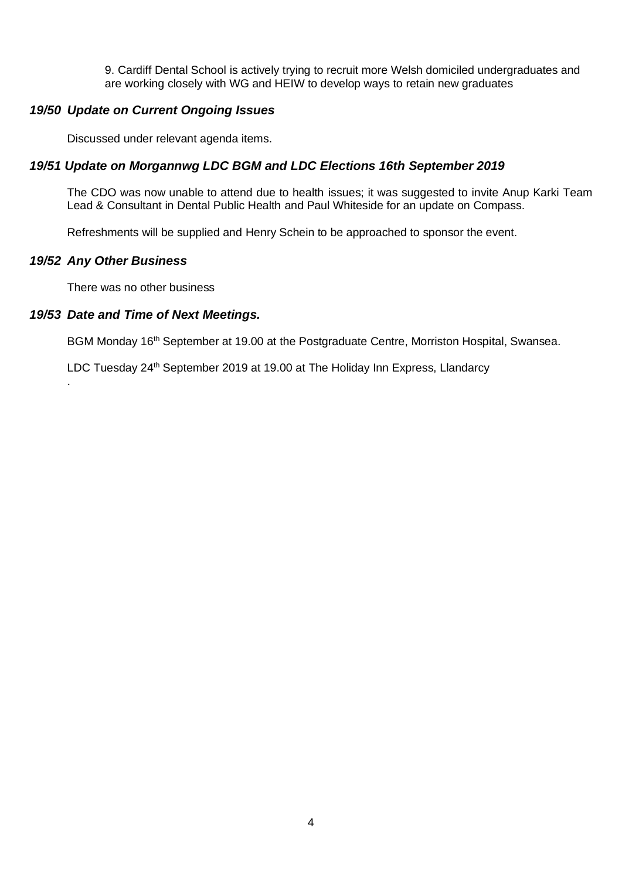9. Cardiff Dental School is actively trying to recruit more Welsh domiciled undergraduates and are working closely with WG and HEIW to develop ways to retain new graduates

### *19/50 Update on Current Ongoing Issues*

Discussed under relevant agenda items.

### *19/51 Update on Morgannwg LDC BGM and LDC Elections 16th September 2019*

The CDO was now unable to attend due to health issues; it was suggested to invite Anup Karki Team Lead & Consultant in Dental Public Health and Paul Whiteside for an update on Compass.

Refreshments will be supplied and Henry Schein to be approached to sponsor the event.

### *19/52 Any Other Business*

There was no other business

### *19/53 Date and Time of Next Meetings.*

BGM Monday 16th September at 19.00 at the Postgraduate Centre, Morriston Hospital, Swansea.

LDC Tuesday 24th September 2019 at 19.00 at The Holiday Inn Express, Llandarcy

.